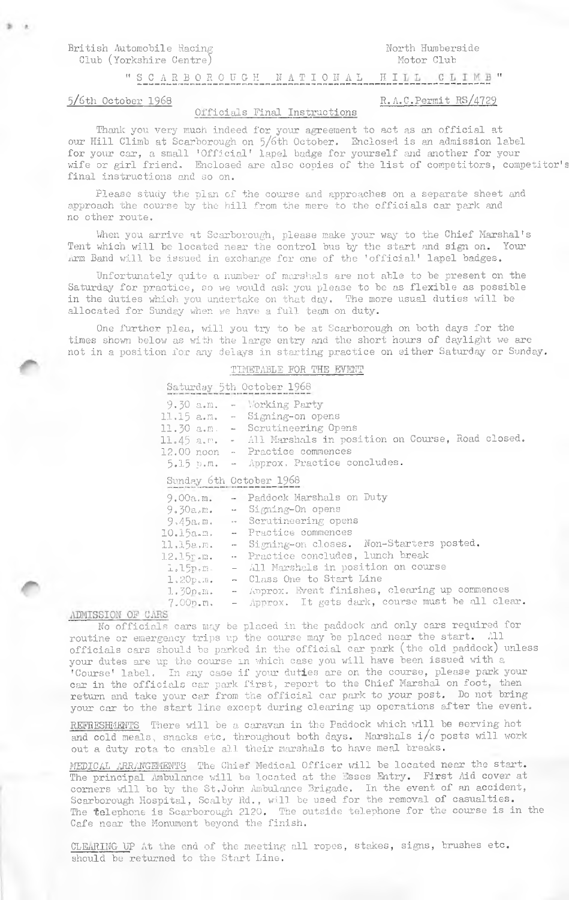British Automobile Racing Club (Yorkshire Centre)

North Humberside Motor Club

# "SCARBOROUGH NATIONAL HILL CLIMB"

5/6th October 1968

R.A.C.Permit RS/4729

## Officials Final Instructions

Thank you very much indeed for your agreement to act as an official at our Hill Climb at Scarborough on 5/6th October. Enclosed is an admission label for your car, a small 'Official' lapel badge for yourself and another for your wife or girl friend. Enclosed are also copies of the list of competitors, competitor's final instructions and so on.

Please study the plan of the course and approaches on a separate sheet and approach the course by the hill from the mere to the officials car park and no other route.

When you arrive at Scarborough, please make your way to the Chief Marshal's Tent which will be located near the control bus by the start and sign on. Your Arm Band will be issued in exchange for one of the 'official' lapel badges.

Unfortunately quite a number of marshals are not able to be present on the Saturday for practice, so we would ask you please to be as flexible as possible in the duties which you undertake on that day. The more usual duties will be allocated for Sunday when we have a full team on duty.

One further plea, will you try to be at Scarborough on both days for the times shown below as with the large entry and the short hours of daylight we are not in a position for any delays in starting practice on either Saturday or Sunday.

### TIMETABLE FOR THE EVENT

**Saturday 5th October 1968**

| | |
|---|---|
| 9.30 a.m. | Working Party |
| 11.15 a.m. | Signing-on opens |
| 11.30 a.m. | Scrutineering Opens |
| 11.45 a.m. | All Marshals in position on Course, Road closed. |
| 12.00 noon | Practice commences |
| 5.15 p.m. | Approx. Practice concludes. |

**Sunday 6th October 1968**

| | |
|---|---|
| 9.00a.m. | Paddock Marshals on Duty |
| 9.30a.m. | Signing-On opens |
| 9.45a.m. | Scrutineering opens |
| 10.15a.m. | Practice commences |
| 11.15a.m. | Signing-on closes. Non-Starters posted. |
| 12.15p.m. | Practice concludes, lunch break |
| 1.15p.m. | All Marshals in position on course |
| 1.20p.m. | Class One to Start Line |
| 1.30p.m. | Approx. Event finishes, clearing up commences |
| 7.00p.m. | Approx. It gets dark, course must be all clear. |

ADMISSION OF CARS

No officials cars may be placed in the paddock and only cars required for routine or emergency trips up the course may be placed near the start. All officials cars should be parked in the official car park (the old paddock) unless your dutes are up the course in which case you will have been issued with a 'Course' label. In any case if your duties are on the course, please park your car in the officials car park first, report to the Chief Marshal on foot, then return and take your car from the official car park to your post. Do not bring your car to the start line except during clearing up operations after the event.

REFRESHMENTS There will be a caravan in the Paddock which will be serving hot and cold meals, snacks etc. throughout both days. Marshals i/c posts will work out a duty rota to enable all their marshals to have meal breaks.

MEDICAL ARRANGEMENTS The Chief Medical Officer will be located near the start. The principal Ambulance will be located at the Esses Entry. First Aid cover at corners will be by the St.John Ambulance Brigade. In the event of an accident, Scarborough Hospital, Scalby Rd., will be used for the removal of casualties. The telephone is Scarborough 2120. The outside telephone for the course is in the Cafe near the Monument beyond the finish.

CLEARING UP At the end of the meeting all ropes, stakes, signs, brushes etc. should be returned to the Start Line.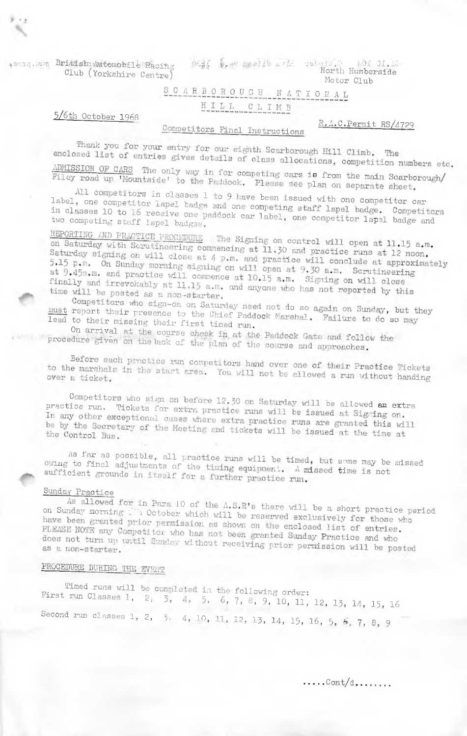British Automobile Racing Club (Yorkshire Centre)

North Humberside Motor Club

# SCARBOROUGH NATIONAL HILL CLIMB

5/6th October 1968

R.A.C.Permit RS/4729

## Competitors Final Instructions

Thank you for your entry for our eighth Scarborough Hill Climb. The enclosed list of entries gives details of class allocations, competition numbers etc.

ADMISSION OF CARS The only way in for competing cars is from the main Scarborough/ Filey road up 'Mountside' to the Paddock. Please see plan on separate sheet.

All competitors in classes 1 to 9 have been issued with one competitor car label, one competitor lapel badge and one competing staff lapel badge. Competitors in classes 10 to 16 receive one paddock car label, one competitor lapel badge and two competing staff lapel badges.

REPORTING AND PRACTICE PROCEDURE The Signing on control will open at 11.15 a.m. on Saturday with Scrutineering commencing at 11.30 and practice runs at 12 noon. Saturday signing on will close at 4 p.m. and practice will conclude at approximately 5.15 p.m. On Sunday morning signing on will open at 9.30 a.m. Scrutineering at 9.45a.m. and practice will commence at 10.15 a.m. Signing on will close finally and irrevokably at 11.15 a.m. and anyone who has not reported by this time will be posted as a non-starter.

Competitors who sign-on on Saturday need not do so again on Sunday, but they must report their presence to the Chief Paddock Marshal. Failure to do so may lead to their missing their first timed run.

On arrival at the course check in at the Paddock Gate and follow the procedure given on the back of the plan of the course and approaches.

Before each practice run competitors hand over one of their Practice Tickets to the marshals in the start area. You will not be allowed a run without handing over a ticket.

Competitors who sign on before 12.30 on Saturday will be allowed an extra practice run. Tickets for extra practice runs will be issued at Signing on. In any other exceptional cases where extra practice runs are granted this will be by the Secretary of the Meeting and tickets will be issued at the time at the Control Bus.

As far as possible, all practice runs will be timed, but some may be missed owing to final adjustments of the timing equipment. A missed time is not sufficient grounds in itself for a further practice run.

### Sunday Practice

As allowed for in Para 10 of the A.S.R's there will be a short practice period on Sunday morning 6th October which will be reserved exclusively for those who have been granted prior permission as shown on the enclosed list of entries. PLEASE NOTE any Competitor who has not been granted Sunday Practice and who does not turn up until Sunday without receiving prior permission will be posted as a non-starter.

## PROCEDURE DURING THE EVENT

Timed runs will be completed in the following order:

First run Classes 1, 2, 3, 4, 5, 6, 7, 8, 9, 10, 11, 12, 13, 14, 15, 16

Second run classes 1, 2, 3. 4, 10, 11, 12, 13, 14, 15, 16, 5, 6, 7, 8, 9

.....Cont/d........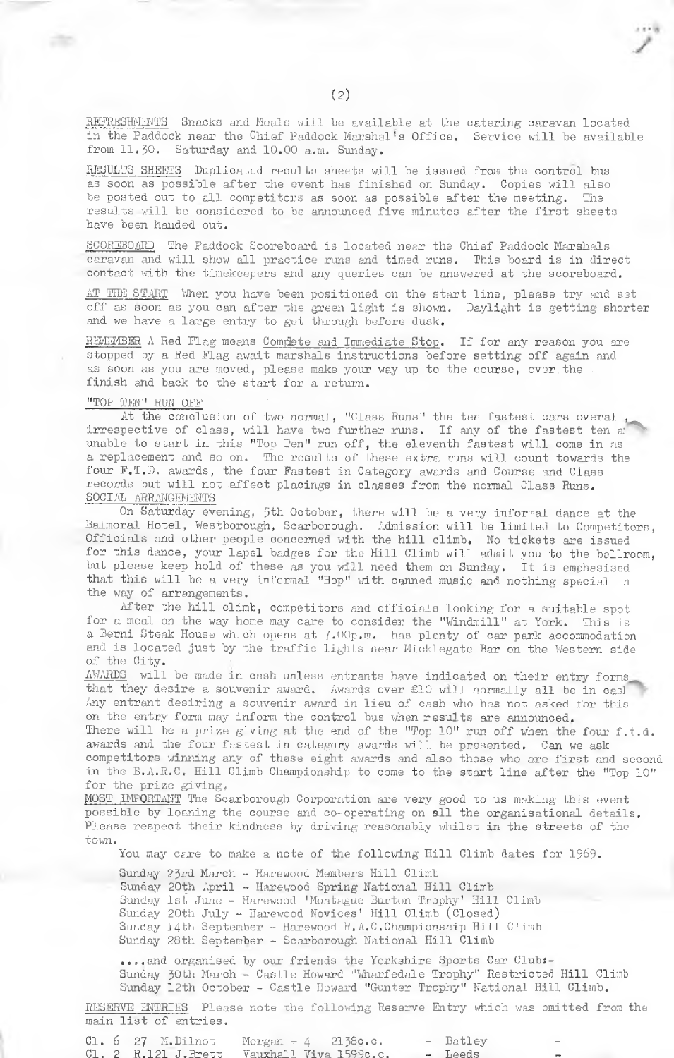REFRESHMENTS Snacks and Meals will be available at the catering caravan located in the Paddock near the Chief Paddock Marshal's Office. Service will be available from 11.30. Saturday and 10.00 a.m. Sunday.

RESULTS SHEETS Duplicated results sheets will be issued from the control bus as soon as possible after the event has finished on Sunday. Copies will also be posted out to all competitors as soon as possible after the meeting. The results will be considered to be announced five minutes after the first sheets have been handed out.

SCOREBOARD The Paddock Scoreboard is located near the Chief Paddock Marshals caravan and will show all practice runs and timed runs. This board is in direct contact with the timekeepers and any queries can be answered at the scoreboard.

AT THE START When you have been positioned on the start line, please try and set off as soon as you can after the green light is shown. Daylight is getting shorter and we have a large entry to get through before dusk.

REMEMBER A Red Flag means Complete and Immediate Stop. If for any reason you are stopped by a Red Flag await marshals instructions before setting off again and as soon as you are moved, please make your way up to the course, over the finish and back to the start for a return.

"TOP TEN" RUN OFF

At the conclusion of two normal, "Class Runs" the ten fastest cars overall, irrespective of class, will have two further runs. If any of the fastest ten a unable to start in this "Top Ten" run off, the eleventh fastest will come in as a replacement and so on. The results of these extra runs will count towards the four F.T.D. awards, the four Fastest in Category awards and Course and Class records but will not affect placings in classes from the normal Class Runs.

SOCIAL ARRANGEMENTS

On Saturday evening, 5th October, there will be a very informal dance at the Balmoral Hotel, Westborough, Scarborough. Admission will be limited to Competitors, Officials and other people concerned with the hill climb. No tickets are issued for this dance, your lapel badges for the Hill Climb will admit you to the ballroom, but please keep hold of these as you will need them on Sunday. It is emphasised that this will be a very informal "Hop" with canned music and nothing special in the way of arrangements.

After the hill climb, competitors and officials looking for a suitable spot for a meal on the way home may care to consider the "Windmill" at York. This is a Berni Steak House which opens at 7.00p.m. has plenty of car park accommodation and is located just by the traffic lights near Micklegate Bar on the Western side of the City.

AWARDS will be made in cash unless entrants have indicated on their entry forms that they desire a souvenir award. Awards over £10 will normally all be in cas Any entrant desiring a souvenir award in lieu of cash who has not asked for this on the entry form may inform the control bus when results are announced. There will be a prize giving at the end of the "Top 10" run off when the four f.t.d. awards and the four fastest in category awards will be presented. Can we ask competitors winning any of these eight awards and also those who are first and second in the B.A.R.C. Hill Climb Championship to come to the start line after the "Top 10" for the prize giving.

MOST IMPORTANT The Scarborough Corporation are very good to us making this event possible by loaning the course and co-operating on all the organisational details. Please respect their kindness by driving reasonably whilst in the streets of the town.

You may care to make a note of the following Hill Climb dates for 1969.

Sunday 23rd March - Harewood Members Hill Climb
Sunday 20th April - Harewood Spring National Hill Climb
Sunday 1st June - Harewood 'Montague Burton Trophy' Hill Climb
Sunday 20th July - Harewood Novices' Hill Climb (Closed)
Sunday 14th September - Harewood R.A.C.Championship Hill Climb
Sunday 28th September - Scarborough National Hill Climb

....and organised by our friends the Yorkshire Sports Car Club:-
Sunday 30th March - Castle Howard "Wharfedale Trophy" Restricted Hill Climb
Sunday 12th October - Castle Howard "Gunter Trophy" National Hill Climb.

RESERVE ENTRIES Please note the following Reserve Entry which was omitted from the main list of entries.

| | | | | | |
|---|---|---|---|---|---|
| Cl. 6 | 27 | M.Dilnot | Morgan + 4 2138c.c. | - Batley | - |
| Cl. 2 | R.121 | J.Brett | Vauxhall Viva 1599c.c. | - Leeds | - |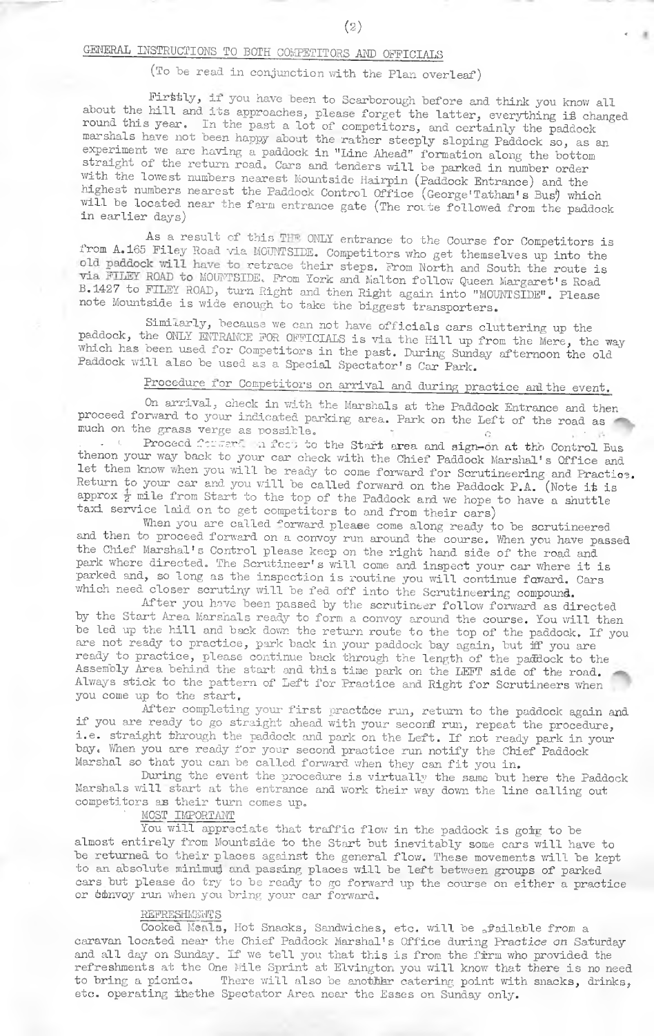## GENERAL INSTRUCTIONS TO BOTH COMPETITORS AND OFFICIALS

(To be read in conjunction with the Plan overleaf)

Firstly, if you have been to Scarborough before and think you know all about the hill and its approaches, please forget the latter, everything is changed round this year. In the past a lot of competitors, and certainly the paddock marshals have not been happy about the rather steeply sloping Paddock so, as an experiment we are having a paddock in "Line Ahead" formation along the bottom straight of the return road. Cars and tenders will be parked in number order with the lowest numbers nearest Mountside Hairpin (Paddock Entrance) and the highest numbers nearest the Paddock Control Office (George Tatham's Bus) which will be located near the farm entrance gate (The route followed from the paddock in earlier days)

As a result of this THE ONLY entrance to the Course for Competitors is from A.165 Filey Road via MOUNTSIDE. Competitors who get themselves up into the old paddock will have to retrace their steps. From North and South the route is via FILEY ROAD to MOUNTSIDE. From York and Malton follow Queen Margaret's Road B.1427 to FILEY ROAD, turn Right and then Right again into "MOUNTSIDE". Please note Mountside is wide enough to take the biggest transporters.

Similarly, because we can not have officials cars cluttering up the paddock, the ONLY ENTRANCE FOR OFFICIALS is via the Hill up from the Mere, the way which has been used for Competitors in the past. During Sunday afternoon the old Paddock will also be used as a Special Spectator's Car Park.

### Procedure for Competitors on arrival and during practice and the event.

On arrival, check in with the Marshals at the Paddock Entrance and then proceed forward to your indicated parking area. Park on the Left of the road as much on the grass verge as possible.

Proceed forward on foot to the Start area and sign-on at the Control Bus thenon your way back to your car check with the Chief Paddock Marshal's Office and let them know when you will be ready to come forward for Scrutineering and Practice. Return to your car and you will be called forward on the Paddock P.A. (Note it is approx ½ mile from Start to the top of the Paddock and we hope to have a shuttle taxi service laid on to get competitors to and from their cars)

When you are called forward please come along ready to be scrutineered and then to proceed forward on a convoy run around the course. When you have passed the Chief Marshal's Control please keep on the right hand side of the road and park where directed. The Scrutineer's will come and inspect your car where it is parked and, so long as the inspection is routine you will continue foward. Cars which need closer scrutiny will be fed off into the Scrutineering compound.

After you have been passed by the scrutineer follow forward as directed by the Start Area Marshals ready to form a convoy around the course. You will then be led up the hill and back down the return route to the top of the paddock. If you are not ready to practice, park back in your paddock bay again, but if you are ready to practice, please continue back through the length of the paddock to the Assembly Area behind the start and this time park on the LEFT side of the road. Always stick to the pattern of Left for Practice and Right for Scrutineers when you come up to the start.

After completing your first practice run, return to the paddock again and if you are ready to go straight ahead with your second run, repeat the procedure, i.e. straight through the paddock and park on the Left. If not ready park in your bay. When you are ready for your second practice run notify the Chief Paddock Marshal so that you can be called forward when they can fit you in.

During the event the procedure is virtually the same but here the Paddock Marshals will start at the entrance and work their way down the line calling out competitors as their turn comes up.

MOST IMPORTANT

You will appreciate that traffic flow in the paddock is going to be almost entirely from Mountside to the Start but inevitably some cars will have to be returned to their places against the general flow. These movements will be kept to an absolute minimum and passing places will be left between groups of parked cars but please do try to be ready to go forward up the course on either a practice or convoy run when you bring your car forward.

REFRESHMENTS

Cooked Meals, Hot Snacks, Sandwiches, etc. will be available from a caravan located near the Chief Paddock Marshal's Office during Practice on Saturday and all day on Sunday. If we tell you that this is from the firm who provided the refreshments at the One Mile Sprint at Elvington you will know that there is no need to bring a picnic. There will also be another catering point with snacks, drinks, etc. operating inthe Spectator Area near the Esses on Sunday only.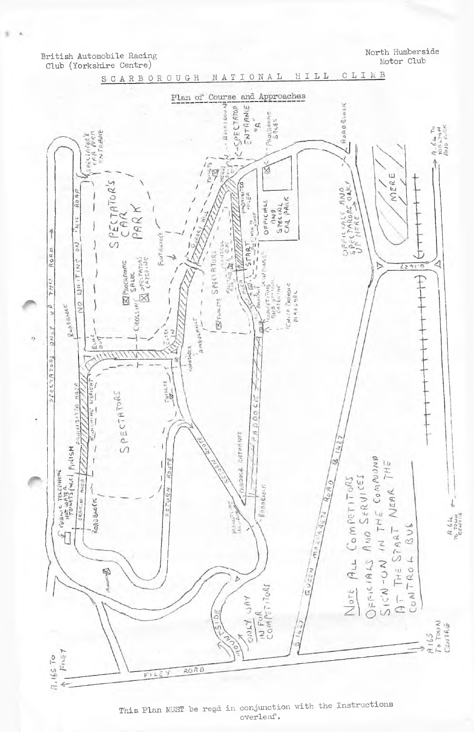British Automobile Racing Club (Yorkshire Centre)

North Humberside Motor Club

# SCARBOROUGH NATIONAL HILL CLIMB

## Plan of Course and Approaches

SPECTATOR'S CAR PARK

SPECTATORS ONLY UP THIS ROAD

NO WAITING ON THIS ROAD

SPECTATORS CAR PARK ENTRANCE

PROGRAMME SALES

SPECTATORS CATERING

CROSSING

ROADBLOCK

SPECTATOR ENTRANCE "A"

PROGRAMME SALES

OFFICIALS AND SPECIAL CAR PARK

OFFICIALS AND SPECTATORS ONLY UP HERE

MERE

A.64 TO MALTON AND YORK

B.1427

START

SPECTATORS

TOILETS

AMBULANCE

PADDOCK

RETURN ROUTE

PADDOCK ENTRANCE

FINISH

PUBLIC TELEPHONE HOT WATER TOILETS (W.C.)

BRAKING AREA

FINISHING STRAIGHT

ROADBLOCK

ONLY WAY IN FOR COMPETITORS

OUTSIDE ROAD

QUEEN MARGARETS ROAD B.1427

FILEY ROAD

A.165 TO FILEY

A.165 TO TOWN CENTRE

A.64 TO TOWN CENTRE

NOTE ALL COMPETITORS OFFICIALS AND SERVICES SIGN-ON IN THE COMPOUND AT THE START NEAR THE CONTROL BUS

This Plan MUST be read in conjunction with the Instructions overleaf.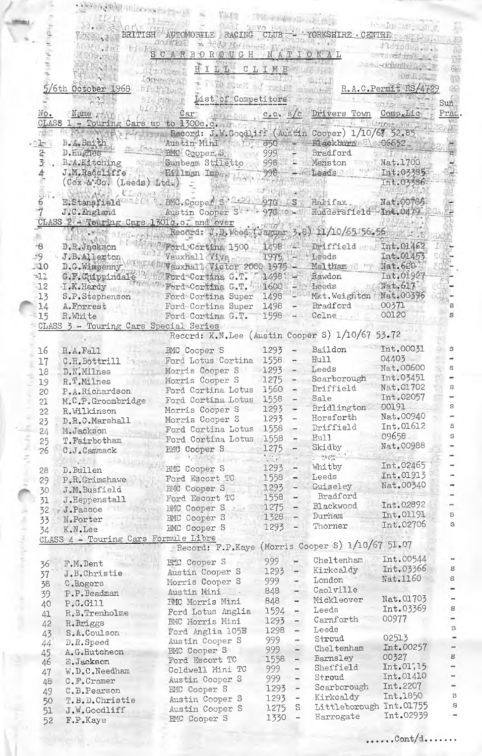BRITISH AUTOMOBILE RACING CLUB - YORKSHIRE CENTRE

# SCARBOROUGH NATIONAL HILL CLIMB

5/6th October 1968 — R.A.C.Permit RS/4729

## List of Competitors

| No. | Name | Car | c.c. | s/c | Drivers Town | Comp.Lic | Sun Prac. |
|---|---|---|---|---|---|---|---|
| **CLASS 1 - Touring Cars up to 1300c.c.** | | | | | | | |
| | | Record: J.W.Goodliff (Austin Cooper) 1/10/67 52.85 | | | | | |
| 1 | B.A.Smith | Austin Mini | 850 | - | Blackburn | 06652 | |
| 2 | D.Hughes | BMC Cooper S | 999 | - | Bradford | | s |
| 3 | B.A.Kitching | Sunbeam Stiletto | 998 | - | Menston | Nat.1700 | - |
| 4 | J.M.Radcliffe | Hillman Imp | 998 | - | Leeds | Int.03385 | - |
| | (Cox & Co. (Leeds) Ltd.) | | | | | Int.03386 | |
| 6 | E.Stansfield | BMC Cooper S | 970 | S | Halifax | Nat.00785 | - |
| 7 | J.C.England | Austin Cooper S | 970 | - | Huddersfield | Int.0479 | - |
| **CLASS 2 - Touring Cars 1301c.c. and over** | | | | | | | |
| | | Record: J.M.Wood (Jaguar 3.8) 11/10/65 56.56 | | | | | |
| 8 | D.R.Jackson | Ford Cortina 1500 | 1498 | - | Driffield | Int.01462 | - |
| 9 | J.B.Allerton | Vauxhall Viva | 1975 | - | Leeds | Int.01453 | - |
| 10 | D.G.Wimpenny | Vauxhall Victor 2000 | 1975 | - | Meltham | Nat.620 | - |
| 11 | G.F.Chippindale | Ford Cortina G.T. | 1498 | - | Rawdon | Int.01927 | - |
| 12 | I.K.Hardy | Ford Cortina G.T. | 1600 | - | Leeds | Nat.617 | - |
| 13 | S.P.Stephenson | Ford Cortina Super | 1498 | - | Mkt.Weighton | Nat.00396 | - |
| 14 | A.Forrest | Ford Cortina Super | 1498 | - | Bradford | 00371 | s |
| 15 | R.White | Ford Cortina G.T. | 1598 | - | Colne | 00120 | s |
| **CLASS 3 - Touring Cars Special Series** | | | | | | | |
| | | Record: K.N.Lee (Austin Cooper S) 1/10/67 53.72 | | | | | |
| 16 | R.A.Fall | BMC Cooper S | 1293 | - | Baildon | Int.00031 | s |
| 17 | C.H.Bottrill | Ford Lotus Cortina | 1558 | - | Hull | 04403 | - |
| 18 | D.N.Milnes | Morris Cooper S | 1293 | - | Leeds | Nat.00600 | s |
| 19 | R.T.Milnes | Morris Cooper S | 1275 | - | Scarborough | Int.03451 | - |
| 20 | P.A.Richardson | Ford Cortina Lotus | 1560 | - | Driffield | Nat.01702 | s |
| 21 | M.C.P.Groombridge | Ford Cortina Lotus | 1558 | - | Sale | Int.02057 | - |
| 22 | R.Wilkinson | Morris Cooper S | 1293 | - | Bridlington | 00191 | s |
| 23 | D.R.C.Marshall | Morris Cooper S | 1293 | - | Horsforth | Nat.00940 | - |
| 24 | M.Jackson | Ford Cortina Lotus | 1558 | - | Driffield | Int.01612 | s |
| 25 | T.Fairbotham | Ford Cortina Lotus | 1558 | - | Hull | 09658 | s |
| 26 | C.J.Cammack | BMC Cooper S | 1275 | - | Skidby | Nat.00988 | - |
| 28 | D.Bullen | BMC Cooper S | 1293 | - | Whitby | Int.02465 | - |
| 29 | P.R.Grimshawe | Ford Escort TC | 1558 | - | Leeds | Int.01913 | - |
| 30 | J.M.Busfield | BMC Cooper S | 1293 | - | Guiseley | Nat.00340 | - |
| 31 | J.Heppenstall | Ford Escort TC | 1558 | - | Bradford | | - |
| 32 | J.Pascoe | BMC Cooper S | 1275 | - | Blackwood | Int.02892 | - |
| 33 | N.Porter | BMC Cooper S | 1328 | - | Durham | Int.01191 | s |
| 34 | K.N.Lee | BMC Cooper S | 1293 | - | Thorner | Int.02706 | s |
| **CLASS 4 - Touring Cars Formule Libre** | | | | | | | |
| | | Record: F.P.Kaye (Morris Cooper S) 1/10/67 51.07 | | | | | |
| 36 | F.M.Dent | BMC Cooper S | 999 | - | Cheltenham | Int.00544 | - |
| 37 | J.B.Christie | Austin Cooper S | 1293 | - | Kirkcaldy | Int.03366 | s |
| 38 | C.Rogers | Morris Cooper S | 999 | - | London | Nat.1160 | s |
| 39 | P.P.Beadman | Austin Mini | 848 | - | Caolville | | - |
| 40 | P.G.Gill | BMC Morris Mini | 848 | - | Mickleover | Nat.01703 | - |
| 41 | R.B.Trenholme | Ford Lotus Anglia | 1594 | - | Leeds | Int.03369 | s |
| 42 | R.Briggs | BMC Morris Mini | 1293 | - | Carnforth | 00977 | - |
| 43 | S.A.Coulson | Ford Anglia 105E | 1298 | - | Leeds | | s |
| 44 | D.R.Speed | Austin Cooper S | 999 | - | Stroud | 02513 | - |
| 45 | A.G.Hutcheon | BMC Cooper S | 999 | - | Cheltenham | Int.00257 | - |
| 46 | E.Jackson | Ford Escort TC | 1558 | - | Barnsley | 00327 | s |
| 47 | W.D.C.Needham | Coldwell Mini TC | 999 | - | Sheffield | Int.01,15 | - |
| 48 | C.F.Cramer | Austin Cooper S | 999 | - | Stroud | Int.01410 | - |
| 49 | C.B.Pearson | BMC Cooper S | 1293 | - | Scarborough | Int.2207 | - |
| 50 | T.B.D.Christie | Austin Cooper S | 1293 | - | Kirkcaldy | Int.1850 | s |
| 51 | J.W.Goodliff | Austin Cooper S | 1275 | S | Littleborough | Int.01755 | s |
| 52 | F.P.Kaye | BMC Cooper S | 1330 | - | Harrogate | Int.02939 | - |

......Cont/d.......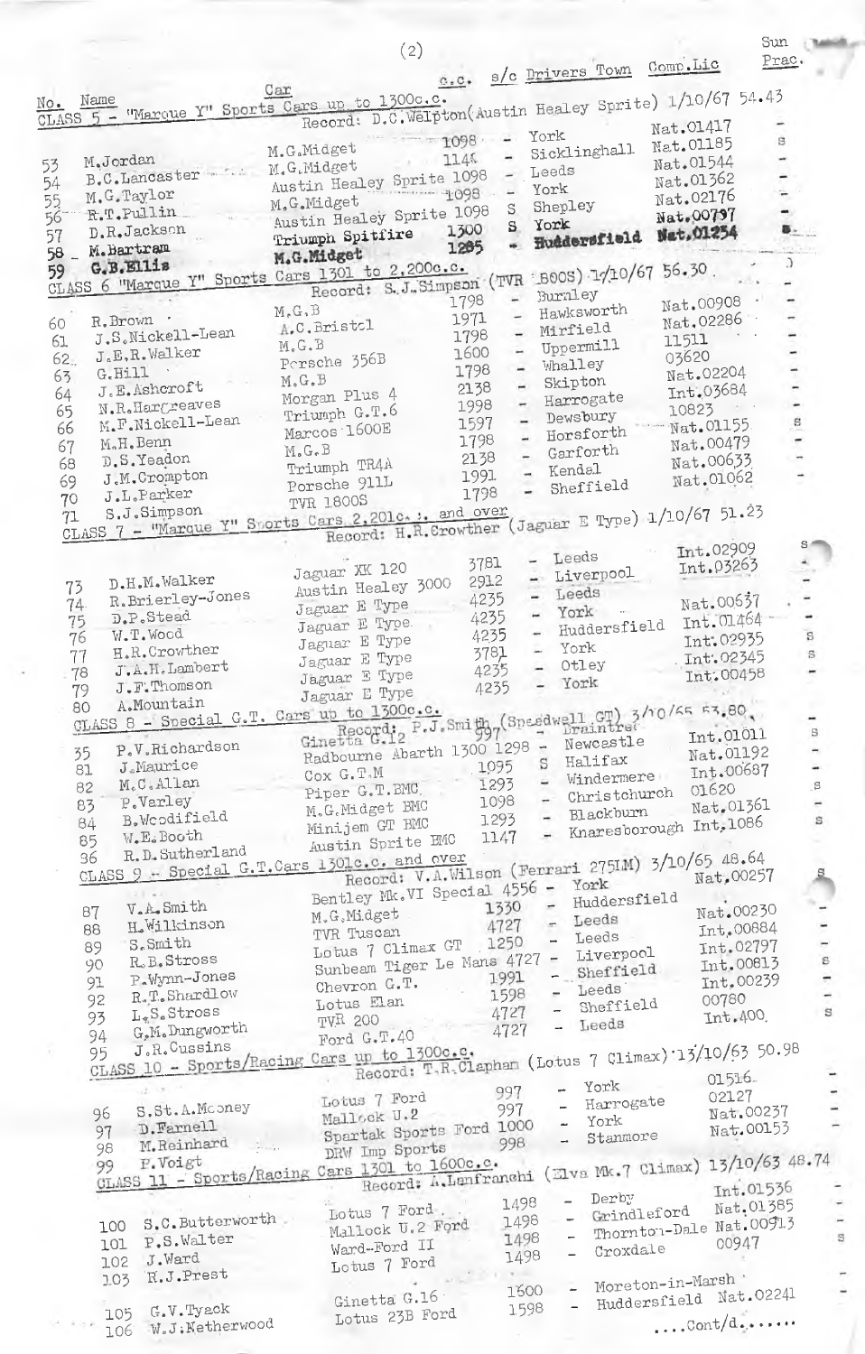| No. | Name | Car | c.c. | s/c | Drivers Town | Comp.Lic | Sun Prac. |
|---|---|---|---|---|---|---|---|
| **CLASS 5 - "Marque Y" Sports Cars up to 1300c.c.** | | Record: D.C.Welpton (Austin Healey Sprite) 1/10/67 54.43 | | | | | |
| 53 | M.Jordan | M.G.Midget | 1098 | - | York | Nat.01417 | - |
| 54 | B.C.Lancaster | M.G.Midget | 1146 | - | Sicklinghall | Nat.01185 | S |
| 55 | M.G.Taylor | Austin Healey Sprite | 1098 | - | Leeds | Nat.01544 | - |
| 56 | R.T.Pullin | M.G.Midget | 1098 | - | York | Nat.01362 | - |
| 57 | D.R.Jackson | Austin Healey Sprite | 1098 | S | Shepley | Nat.02176 | - |
| 58 | M.Bartram | Triumph Spitfire | 1300 | S | York | Nat.00797 | S |
| 59 | G.B.Ellis | M.G.Midget | 1285 | - | Huddersfield | Nat.01254 | - |
| **CLASS 6 "Marque Y" Sports Cars 1301 to 2,200c.c.** | | Record: S.J.Simpson (TVR 1800S) 1/10/67 56.30 | | | | | |
| 60 | R.Brown | M.G.B | 1798 | - | Burnley | | - |
| 61 | J.S.Nickell-Lean | A.C.Bristol | 1971 | - | Hawksworth | Nat.00908 | - |
| 62 | J.E.R.Walker | M.G.B | 1798 | - | Mirfield | Nat.02286 | - |
| 63 | G.Hill | Porsche 356B | 1600 | - | Uppermill | 11511 | - |
| 64 | J.E.Ashcroft | M.G.B | 1798 | - | Whalley | 03620 | - |
| 65 | N.R.Hargreaves | Morgan Plus 4 | 2138 | - | Skipton | Nat.02204 | - |
| 66 | M.F.Nickell-Lean | Triumph G.T.6 | 1998 | - | Harrogate | Int.03684 | - |
| 67 | M.H.Benn | Marcos 1600E | 1597 | - | Dewsbury | 10823 | - |
| 68 | D.S.Yeadon | M.G.B | 1798 | - | Horsforth | Nat.01155 | S |
| 69 | J.M.Crompton | Triumph TR4A | 2138 | - | Garforth | Nat.00479 | - |
| 70 | J.L.Parker | Porsche 911L | 1991 | - | Kendal | Nat.00633 | - |
| 71 | S.J.Simpson | TVR 1800S | 1798 | - | Sheffield | Nat.01062 | - |
| **CLASS 7 - "Marque Y" Sports Cars 2,201c.c. and over** | | Record: H.R.Crowther (Jaguar E Type) 1/10/67 51.23 | | | | | |
| 73 | D.H.M.Walker | Jaguar XK 120 | 3781 | - | Leeds | Int.02909 | S |
| 74 | R.Brierley-Jones | Austin Healey 3000 | 2912 | - | Liverpool | Int.03263 | - |
| 75 | D.P.Stead | Jaguar E Type | 4235 | - | Leeds | | - |
| 76 | W.T.Wood | Jaguar E Type | 4235 | - | York | Nat.00637 | - |
| 77 | H.R.Crowther | Jaguar E Type | 4235 | - | Huddersfield | Int.01464 | - |
| 78 | J.A.H.Lambert | Jaguar E Type | 3781 | - | York | Int.02935 | S |
| 79 | J.F.Thomson | Jaguar E Type | 4235 | - | Otley | Int.02345 | S |
| 80 | A.Mountain | Jaguar E Type | 4235 | - | York | Int.00458 | - |
| **CLASS 8 - Special G.T. Cars up to 1300c.c.** | | Record: P.J.Smith (Speedwell GT) 3/10/65 53.80 | | | | | |
| 35 | P.V.Richardson | Ginetta G.12 | 997 | - | Braintree | | - |
| 81 | J.Maurice | Radbourne Abarth 1300 | 1298 | - | Newcastle | Int.01011 | S |
| 82 | M.C.Allan | Cox G.T.M | 1095 | S | Halifax | Nat.01192 | - |
| 83 | P.Varley | Piper G.T.BMC | 1293 | - | Windermere | Int.00687 | - |
| 84 | B.Woodifield | M.G.Midget BMC | 1098 | - | Christchurch | 01620 | S |
| 85 | W.E.Booth | Minijem GT BMC | 1293 | - | Blackburn | Nat.01361 | - |
| 36 | R.D.Sutherland | Austin Sprite BMC | 1147 | - | Knaresborough | Int.1086 | S |
| **CLASS 9 - Special G.T.Cars 1301c.c. and over** | | Record: V.A.Wilson (Ferrari 275LM) 3/10/65 48.64 | | | | | |
| 87 | V.A.Smith | Bentley Mk.VI Special | 4556 | - | York | Nat.00257 | S |
| 88 | H.Wilkinson | M.G.Midget | 1330 | - | Huddersfield | | - |
| 89 | S.Smith | TVR Tuscan | 4727 | - | Leeds | Nat.00230 | - |
| 90 | R.B.Stross | Lotus 7 Climax GT | 1250 | - | Leeds | Int.00684 | - |
| 91 | P.Wynn-Jones | Sunbeam Tiger Le Mans | 4727 | - | Liverpool | Int.02797 | S |
| 92 | R.T.Shardlow | Chevron G.T. | 1991 | - | Sheffield | Int.00813 | - |
| 93 | L.S.Stross | Lotus Elan | 1598 | - | Leeds | Int.00239 | - |
| 94 | G.M.Dungworth | TVR 200 | 4727 | - | Sheffield | 00780 | S |
| 95 | J.R.Cussins | Ford G.T.40 | 4727 | - | Leeds | Int.400 | |
| **CLASS 10 - Sports/Racing Cars up to 1300c.c.** | | Record: T.R.Clapham (Lotus 7 Climax) 13/10/63 50.98 | | | | | |
| 96 | S.St.A.Mooney | Lotus 7 Ford | 997 | - | York | 01516 | - |
| 97 | D.Farnell | Mallock U.2 | 997 | - | Harrogate | 02127 | - |
| 98 | M.Reinhard | Spartak Sports Ford | 1000 | - | York | Nat.00237 | - |
| 99 | P.Voigt | DRW Imp Sports | 998 | - | Stanmore | Nat.00153 | - |
| **CLASS 11 - Sports/Racing Cars 1301 to 1600c.c.** | | Record: A.Lanfranchi (Elva Mk.7 Climax) 13/10/63 48.74 | | | | | |
| 100 | S.C.Butterworth | Lotus 7 Ford | 1498 | - | Derby | Int.01536 | - |
| 101 | P.S.Walter | Mallock U.2 Ford | 1498 | - | Grindleford | Nat.01385 | - |
| 102 | J.Ward | Ward-Ford II | 1498 | - | Thornton-Dale | Nat.00913 | S |
| 103 | R.J.Prest | Lotus 7 Ford | 1498 | - | Croxdale | 00947 | - |
| 105 | G.V.Tyack | Ginetta G.16 | 1600 | - | Moreton-in-Marsh | | - |
| 106 | W.J.Netherwood | Lotus 23B Ford | 1598 | - | Huddersfield | Nat.02241 | - |

....Cont/d......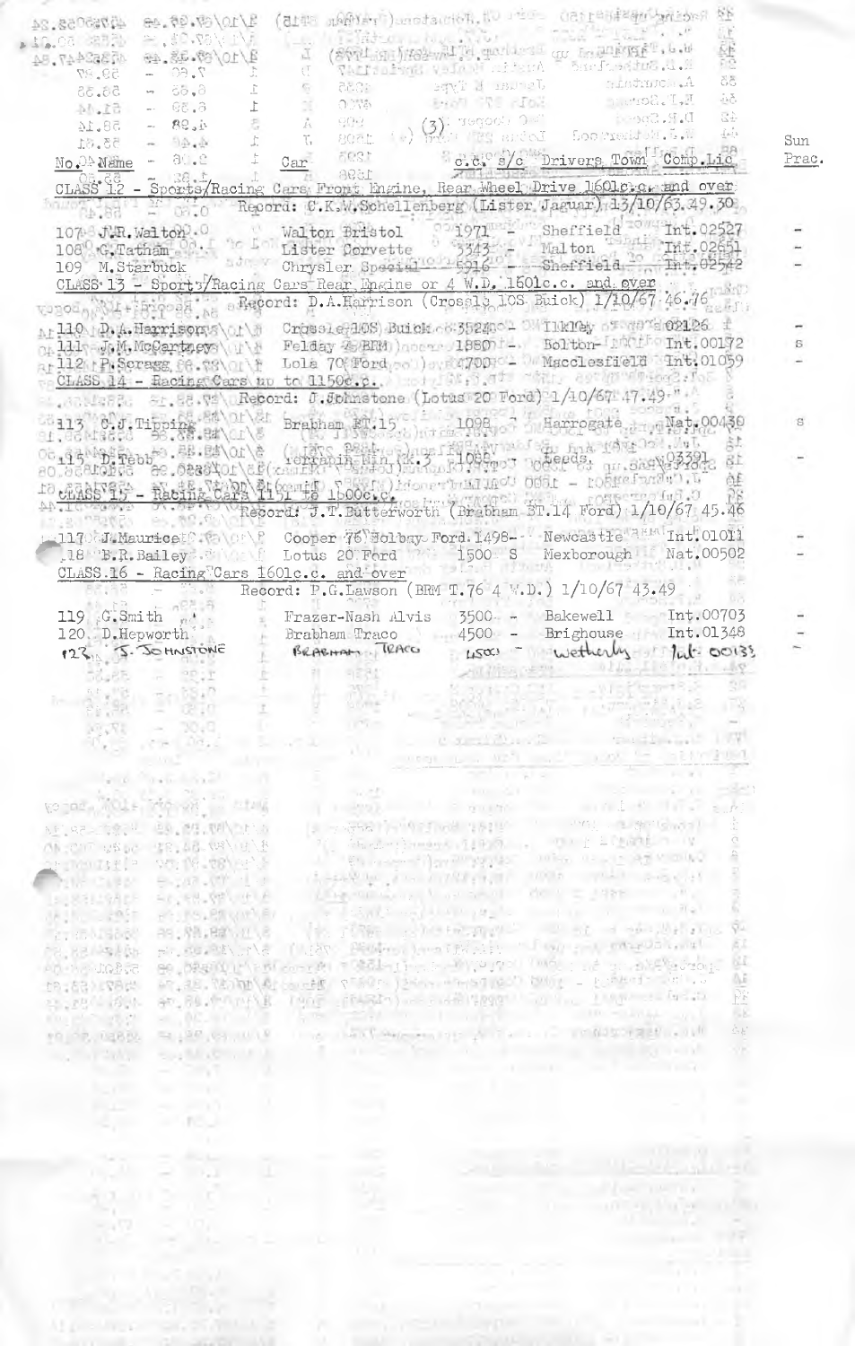| No. | Name | Car | c.c. | s/c | Drivers Town | Comp.Lic. | Sun Prac. |
|---|---|---|---|---|---|---|---|

CLASS 12 - Sports/Racing Cars Front Engine, Rear Wheel Drive 1601c.c. and over
Record: C.K.W.Schellenberg (Lister Jaguar) 13/10/63 49.30

| | | | | | | | |
|---|---|---|---|---|---|---|---|
| 107 | J.R.Walton | Walton Bristol | 1971 | - | Sheffield | Int.02527 | - |
| 108 | G.Tatham | Lister Corvette | 5343 | - | Malton | Int.02651 | - |
| 109 | M.Starbuck | Chrysler Special | 5916 | - | Sheffield | Int.02542 | - |

CLASS 13 - Sports/Racing Cars Rear Engine or 4 W.D. 1601c.c. and over
Record: D.A.Harrison (Crossle 10S Buick) 1/10/67 46.76

| | | | | | | | |
|---|---|---|---|---|---|---|---|
| 110 | D.A.Harrison | Crossle 10S Buick | 3524 | - | Ilkley | 02126 | - |
| 111 | J.M.McCartney | Felday 4 BRM | 1880 | - | Bolton | Int.00172 | S |
| 112 | P.Scragg | Lola 70 Ford | 4700 | - | Macclesfield | Int.01059 | - |

CLASS 14 - Racing Cars up to 1150c.c.
Record: J.Johnstone (Lotus 20 Ford) 1/10/67 47.49

| | | | | | | | |
|---|---|---|---|---|---|---|---|
| 113 | C.J.Tipping | Brabham BT.15 | 1098 | - | Harrogate | Nat.00430 | S |
| 115 | D.Tebb | Terrapin Min.Mk.3 | 1088 | - | Leeds | 03391 | - |

CLASS 15 - Racing Cars 1151 to 1600c.c.
Record: J.T.Butterworth (Brabham BT.14 Ford) 1/10/67 45.46

| | | | | | | | |
|---|---|---|---|---|---|---|---|
| 117 | J.Maurice | Cooper 76 Holbay Ford | 1498 | - | Newcastle | Int.01011 | - |
| 118 | B.R.Bailey | Lotus 20 Ford | 1500 | S | Mexborough | Nat.00502 | - |

CLASS 16 - Racing Cars 1601c.c. and over
Record: P.G.Lawson (BRM T.76 4 W.D.) 1/10/67 43.49

| | | | | | | | |
|---|---|---|---|---|---|---|---|
| 119 | G.Smith | Frazer-Nash Alvis | 3500 | - | Bakewell | Int.00703 | - |
| 120 | D.Hepworth | Brabham Traco | 4500 | - | Brighouse | Int.01348 | - |
| 123 | J. JOHNSTONE | BRABHAM TRACO | 4500 | - | Wetherby | Int. 00133 | - |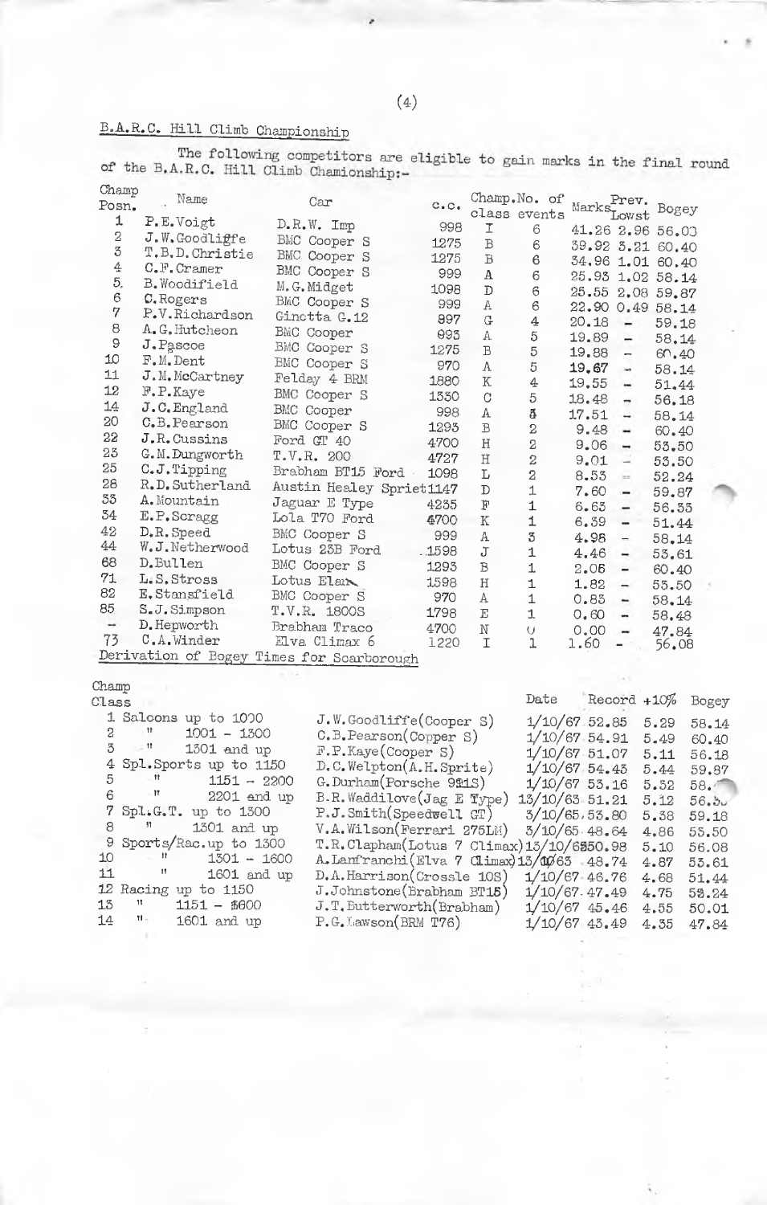## B.A.R.C. Hill Climb Championship

The following competitors are eligible to gain marks in the final round of the B.A.R.C. Hill Climb Chamionship:-

| Champ Posn. | Name | Car | c.c. | Champ. class | No. of events | Marks | Prev. Lowst | Bogey |
|---|---|---|---|---|---|---|---|---|
| 1 | P.E.Voigt | D.R.W. Imp | 998 | I | 6 | 41.26 | 2.96 | 56.03 |
| 2 | J.W.Goodligfe | BMC Cooper S | 1275 | B | 6 | 39.92 | 3.21 | 60.40 |
| 3 | T.B.D.Christie | BMC Cooper S | 1275 | B | 6 | 34.96 | 1.01 | 60.40 |
| 4 | C.F.Cramer | BMC Cooper S | 999 | A | 6 | 25.93 | 1.02 | 58.14 |
| 5 | B.Woodifield | M.G.Midget | 1098 | D | 6 | 25.55 | 2.08 | 59.87 |
| 6 | C.Rogers | BMC Cooper S | 999 | A | 6 | 22.90 | 0.49 | 58.14 |
| 7 | P.V.Richardson | Ginetta G.12 | 997 | G | 4 | 20.18 | - | 59.18 |
| 8 | A.G.Hutcheon | BMC Cooper | 993 | A | 5 | 19.89 | - | 58.14 |
| 9 | J.Pascoe | BMC Cooper S | 1275 | B | 5 | 19.88 | - | 60.40 |
| 10 | F.M.Dent | BMC Cooper S | 970 | A | 5 | 19.67 | - | 58.14 |
| 11 | J.M.McCartney | Felday 4 BRM | 1880 | K | 4 | 19.55 | - | 51.44 |
| 12 | F.P.Kaye | BMC Cooper S | 1330 | C | 5 | 18.48 | - | 56.18 |
| 14 | J.C.England | BMC Cooper | 998 | A | 5 | 17.51 | - | 58.14 |
| 20 | C.B.Pearson | BMC Cooper S | 1293 | B | 2 | 9.48 | - | 60.40 |
| 22 | J.R.Cussins | Ford GT 40 | 4700 | H | 2 | 9.06 | - | 53.50 |
| 23 | G.M.Dungworth | T.V.R. 200 | 4727 | H | 2 | 9.01 | - | 53.50 |
| 25 | C.J.Tipping | Brabham BT15 Ford | 1098 | L | 2 | 8.53 | - | 52.24 |
| 28 | R.D.Sutherland | Austin Healey Spriet | 1147 | D | 1 | 7.60 | - | 59.87 |
| 33 | A.Mountain | Jaguar E Type | 4235 | F | 1 | 6.63 | - | 56.33 |
| 34 | E.P.Scragg | Lola T70 Ford | 4700 | K | 1 | 6.39 | - | 51.44 |
| 42 | D.R.Speed | BMC Cooper S | 999 | A | 3 | 4.98 | - | 58.14 |
| 44 | W.J.Netherwood | Lotus 23B Ford | 1598 | J | 1 | 4.46 | - | 53.61 |
| 68 | D.Bullen | BMC Cooper S | 1293 | B | 1 | 2.06 | - | 60.40 |
| 71 | L.S.Stross | Lotus Elan | 1598 | H | 1 | 1.82 | - | 53.50 |
| 82 | E.Stansfield | BMC Cooper S | 970 | A | 1 | 0.83 | - | 58.14 |
| 85 | S.J.Simpson | T.V.R. 1800S | 1798 | E | 1 | 0.60 | - | 58.48 |
| - | D.Hepworth | Brabham Traco | 4700 | N | 0 | 0.00 | - | 47.84 |
| 73 | C.A.Winder | Elva Climax 6 | 1220 | I | 1 | 1.60 | - | 56.08 |

### Derivation of Bogey Times for Scarborough

| Champ Class | | | Date | Record | +10% | Bogey |
|---|---|---|---|---|---|---|
| 1 | Saloons up to 1000 | J.W.Goodliffe(Cooper S) | 1/10/67 | 52.85 | 5.29 | 58.14 |
| 2 | " 1001 - 1300 | C.B.Pearson(Copper S) | 1/10/67 | 54.91 | 5.49 | 60.40 |
| 3 | " 1301 and up | F.P.Kaye(Cooper S) | 1/10/67 | 51.07 | 5.11 | 56.18 |
| 4 | Spl.Sports up to 1150 | D.C.Welpton(A.H.Sprite) | 1/10/67 | 54.43 | 5.44 | 59.87 |
| 5 | " 1151 - 2200 | G.Durham(Porsche 911S) | 1/10/67 | 53.16 | 5.32 | 58. |
| 6 | " 2201 and up | B.R.Waddilove(Jag E Type) | 13/10/63 | 51.21 | 5.12 | 56.3 |
| 7 | Spl.G.T. up to 1300 | P.J.Smith(Speedwell GT) | 3/10/65 | 53.80 | 5.38 | 59.18 |
| 8 | " 1301 and up | V.A.Wilson(Ferrari 275LM) | 3/10/65 | 48.64 | 4.86 | 53.50 |
| 9 | Sports/Rac.up to 1300 | T.R.Clapham(Lotus 7 Climax) | 13/10/63 | 50.98 | 5.10 | 56.08 |
| 10 | " 1301 - 1600 | A.Lanfranchi(Elva 7 Climax) | 13/10/63 | 48.74 | 4.87 | 53.61 |
| 11 | " 1601 and up | D.A.Harrison(Crossle 10S) | 1/10/67 | 46.76 | 4.68 | 51.44 |
| 12 | Racing up to 1150 | J.Johnstone(Brabham BT16) | 1/10/67 | 47.49 | 4.75 | 52.24 |
| 13 | " 1151 - 1600 | J.T.Butterworth(Brabham) | 1/10/67 | 45.46 | 4.55 | 50.01 |
| 14 | " 1601 and up | P.G.Lawson(BRM T76) | 1/10/67 | 43.49 | 4.35 | 47.84 |